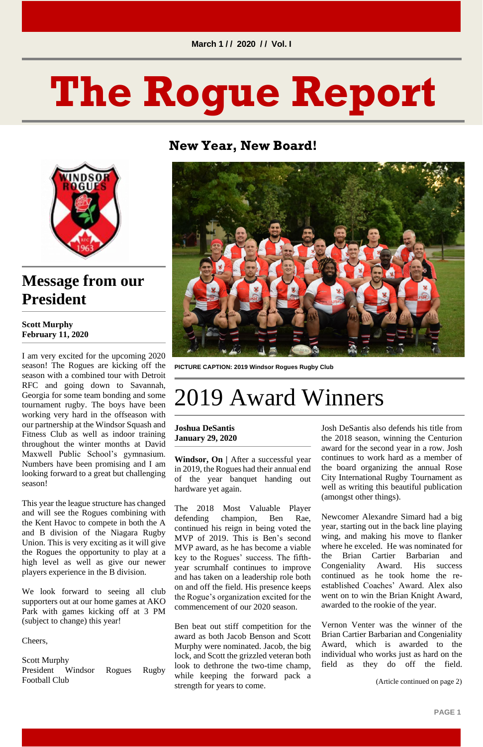March 1 / / 2020 / / Vol. I

# The Rogue Report

## New Year, New Board!

## Message from our President

**Scott Murphy**
**February 11, 2020**

I am very excited for the upcoming 2020 season! The Rogues are kicking off the season with a combined tour with Detroit RFC and going down to Savannah, Georgia for some team bonding and some tournament rugby. The boys have been working very hard in the offseason with our partnership at the Windsor Squash and Fitness Club as well as indoor training throughout the winter months at David Maxwell Public School's gymnasium. Numbers have been promising and I am looking forward to a great but challenging season!

This year the league structure has changed and will see the Rogues combining with the Kent Havoc to compete in both the A and B division of the Niagara Rugby Union. This is very exciting as it will give the Rogues the opportunity to play at a high level as well as give our newer players experience in the B division.

We look forward to seeing all club supporters out at our home games at AKO Park with games kicking off at 3 PM (subject to change) this year!

Cheers,

Scott Murphy
President Windsor Rogues Rugby Football Club

PICTURE CAPTION: 2019 Windsor Rogues Rugby Club

# 2019 Award Winners

**Joshua DeSantis**
**January 29, 2020**

**Windsor, On |** After a successful year in 2019, the Rogues had their annual end of the year banquet handing out hardware yet again.

The 2018 Most Valuable Player defending champion, Ben Rae, continued his reign in being voted the MVP of 2019. This is Ben's second MVP award, as he has become a viable key to the Rogues' success. The fifth-year scrumhalf continues to improve and has taken on a leadership role both on and off the field. His presence keeps the Rogue's organization excited for the commencement of our 2020 season.

Ben beat out stiff competition for the award as both Jacob Benson and Scott Murphy were nominated. Jacob, the big lock, and Scott the grizzled veteran both look to dethrone the two-time champ, while keeping the forward pack a strength for years to come.

Josh DeSantis also defends his title from the 2018 season, winning the Centurion award for the second year in a row. Josh continues to work hard as a member of the board organizing the annual Rose City International Rugby Tournament as well as writing this beautiful publication (amongst other things).

Newcomer Alexandre Simard had a big year, starting out in the back line playing wing, and making his move to flanker where he exceled. He was nominated for the Brian Cartier Barbarian and Congeniality Award. His success continued as he took home the re-established Coaches' Award. Alex also went on to win the Brian Knight Award, awarded to the rookie of the year.

Vernon Venter was the winner of the Brian Cartier Barbarian and Congeniality Award, which is awarded to the individual who works just as hard on the field as they do off the field.

(Article continued on page 2)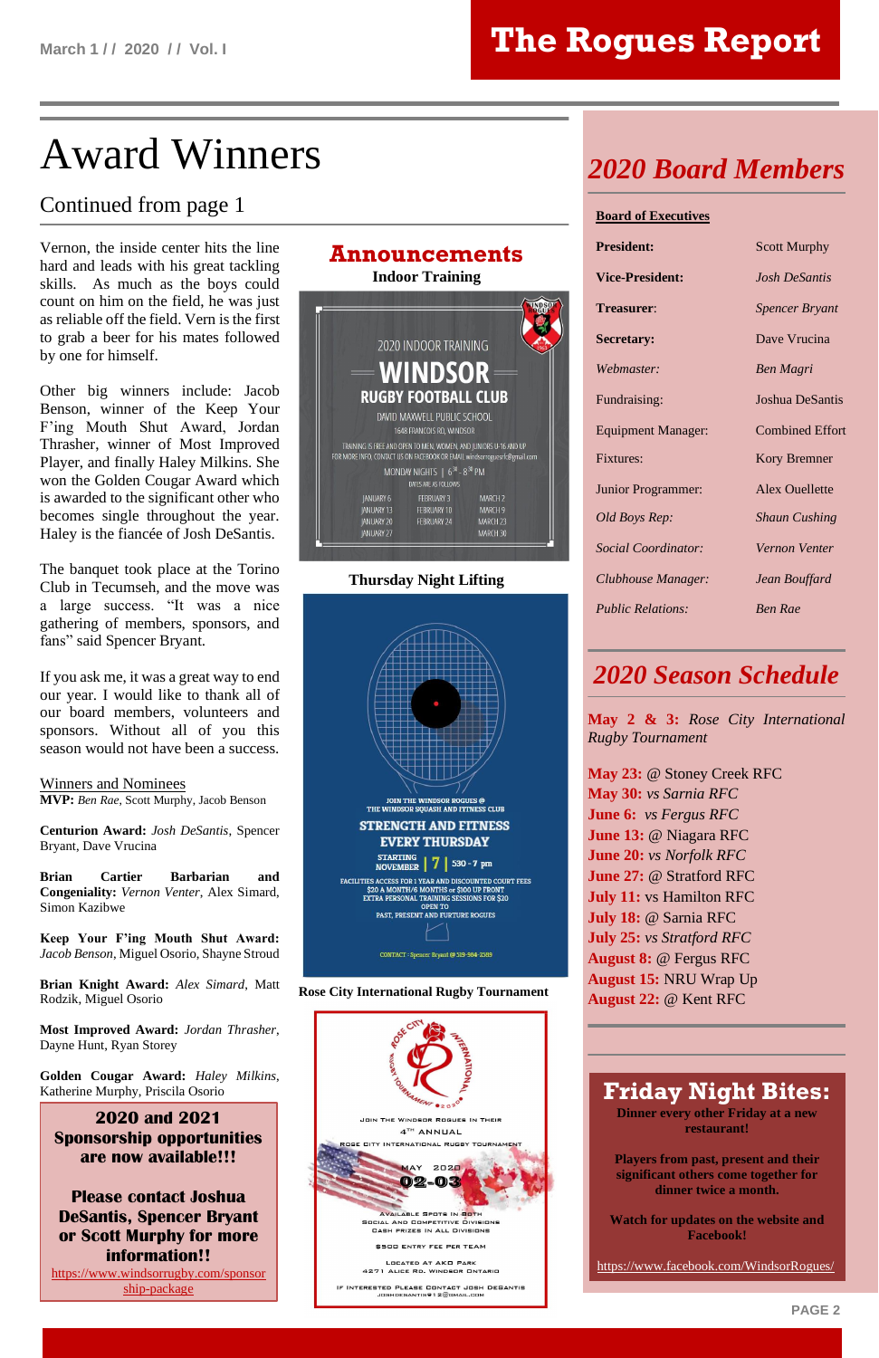# Award Winners

## Continued from page 1

Vernon, the inside center hits the line hard and leads with his great tackling skills. As much as the boys could count on him on the field, he was just as reliable off the field. Vern is the first to grab a beer for his mates followed by one for himself.

Other big winners include: Jacob Benson, winner of the Keep Your F'ing Mouth Shut Award, Jordan Thrasher, winner of Most Improved Player, and finally Haley Milkins. She won the Golden Cougar Award which is awarded to the significant other who becomes single throughout the year. Haley is the fiancée of Josh DeSantis.

The banquet took place at the Torino Club in Tecumseh, and the move was a large success. "It was a nice gathering of members, sponsors, and fans" said Spencer Bryant.

If you ask me, it was a great way to end our year. I would like to thank all of our board members, volunteers and sponsors. Without all of you this season would not have been a success.

Winners and Nominees

**MVP:** *Ben Rae*, Scott Murphy, Jacob Benson

**Centurion Award:** *Josh DeSantis*, Spencer Bryant, Dave Vrucina

**Brian Cartier Barbarian and Congeniality:** *Vernon Venter*, Alex Simard, Simon Kazibwe

**Keep Your F'ing Mouth Shut Award:** *Jacob Benson*, Miguel Osorio, Shayne Stroud

**Brian Knight Award:** *Alex Simard*, Matt Rodzik, Miguel Osorio

**Most Improved Award:** *Jordan Thrasher*, Dayne Hunt, Ryan Storey

**Golden Cougar Award:** *Haley Milkins*, Katherine Murphy, Priscila Osorio

**2020 and 2021 Sponsorship opportunities are now available!!!**

**Please contact Joshua DeSantis, Spencer Bryant or Scott Murphy for more information!!**

https://www.windsorrugby.com/sponsorship-package

## Announcements

**Indoor Training**

2020 INDOOR TRAINING
WINDSOR RUGBY FOOTBALL CLUB
DAVID MAXWELL PUBLIC SCHOOL
1648 FRANCOIS RD, WINDSOR
TRAINING IS FREE AND OPEN TO MEN, WOMEN, AND JUNIORS U-16 AND UP
FOR MORE INFO, CONTACT US ON FACEBOOK OR EMAIL windsorroguesrfc@gmail.com
MONDAY NIGHTS | 6TH - 8TH PM
DATES ARE AS FOLLOWS
JANUARY 6, JANUARY 13, JANUARY 20, JANUARY 27
FEBRUARY 3, FEBRUARY 10, FEBRUARY 24
MARCH 2, MARCH 9, MARCH 23, MARCH 30

**Thursday Night Lifting**

JOIN THE WINDSOR ROGUES @ THE WINDSOR SQUASH AND FITNESS CLUB
STRENGTH AND FITNESS
EVERY THURSDAY
STARTING NOVEMBER | 7 | 530 - 7 pm
FACILITIES ACCESS FOR 1 YEAR AND DISCOUNTED COURT FEES
$20 A MONTH/6 MONTHS or $100 UP FRONT
EXTRA PERSONAL TRAINING SESSIONS FOR $20
OPEN TO PAST, PRESENT AND FURTURE ROGUES
CONTACT : Spencer Bryant @ 519-984-2589

**Rose City International Rugby Tournament**

JOIN THE WINDSOR ROGUES IN THEIR 4TH ANNUAL
ROSE CITY INTERNATIONAL RUGBY TOURNAMENT
MAY 2020 02-03
AVAILABLE SPOTS IN BOTH SOCIAL AND COMPETITIVE DIVISIONS
CASH PRIZES IN ALL DIVISIONS
$500 ENTRY FEE PER TEAM
LOCATED AT AKO PARK 4271 ALICE RD. WINDSOR ONTARIO
IF INTERESTED PLEASE CONTACT JOSH DESANTIS

## *2020 Board Members*

**Board of Executives**

| | |
|---|---|
| **President:** | Scott Murphy |
| **Vice-President:** | *Josh DeSantis* |
| **Treasurer:** | *Spencer Bryant* |
| **Secretary:** | Dave Vrucina |
| *Webmaster:* | *Ben Magri* |
| Fundraising: | Joshua DeSantis |
| Equipment Manager: | Combined Effort |
| Fixtures: | Kory Bremner |
| Junior Programmer: | Alex Ouellette |
| *Old Boys Rep:* | *Shaun Cushing* |
| *Social Coordinator:* | *Vernon Venter* |
| *Clubhouse Manager:* | *Jean Bouffard* |
| *Public Relations:* | *Ben Rae* |

## *2020 Season Schedule*

**May 2 & 3:** *Rose City International Rugby Tournament*

**May 23:** @ Stoney Creek RFC
**May 30:** *vs Sarnia RFC*
**June 6:** *vs Fergus RFC*
**June 13:** @ Niagara RFC
**June 20:** *vs Norfolk RFC*
**June 27:** @ Stratford RFC
**July 11:** vs Hamilton RFC
**July 18:** @ Sarnia RFC
**July 25:** *vs Stratford RFC*
**August 8:** @ Fergus RFC
**August 15:** NRU Wrap Up
**August 22:** @ Kent RFC

## Friday Night Bites:

**Dinner every other Friday at a new restaurant!**

**Players from past, present and their significant others come together for dinner twice a month.**

**Watch for updates on the website and Facebook!**

https://www.facebook.com/WindsorRogues/